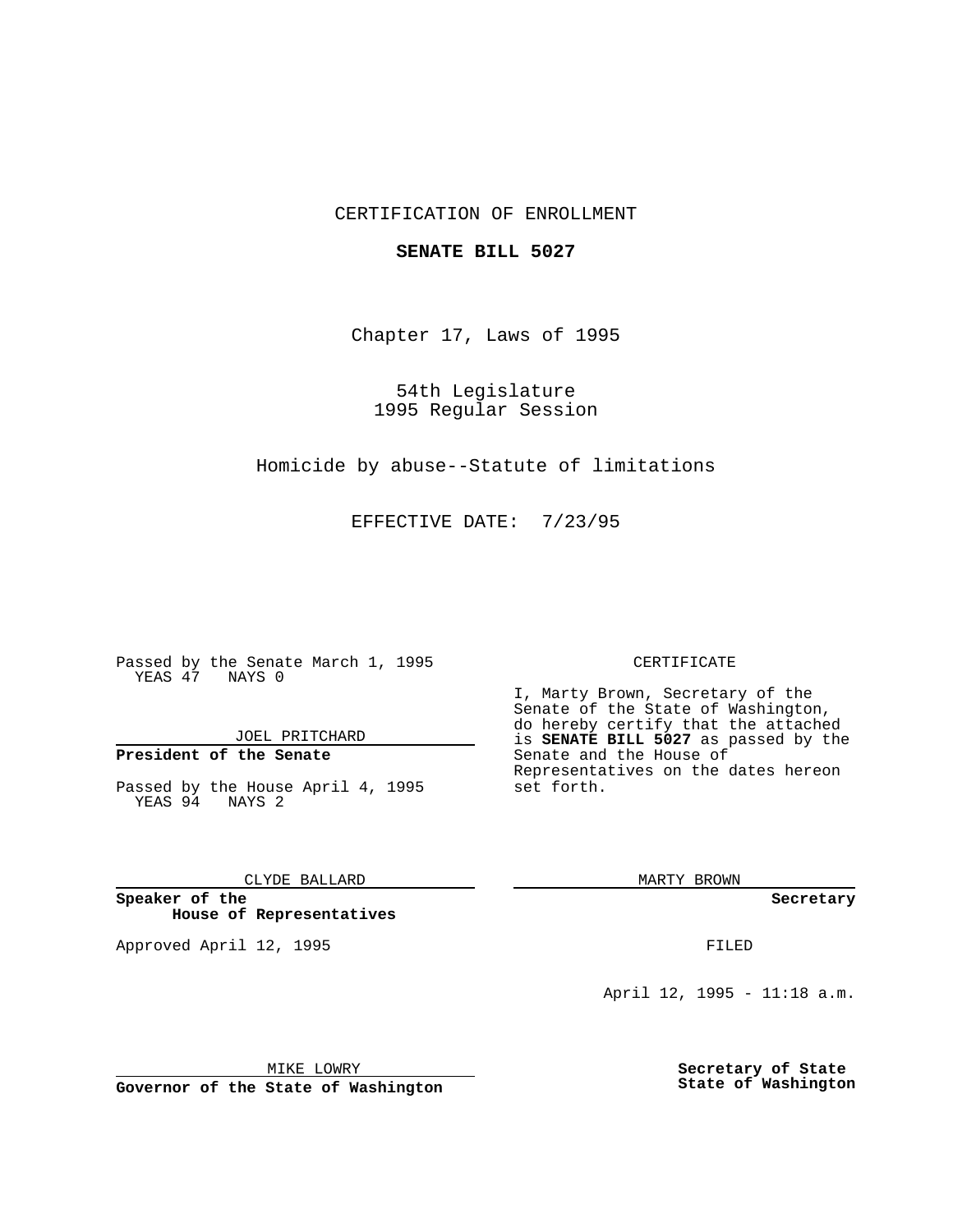CERTIFICATION OF ENROLLMENT

**SENATE BILL 5027**

Chapter 17, Laws of 1995

54th Legislature
1995 Regular Session

Homicide by abuse--Statute of limitations

EFFECTIVE DATE: 7/23/95

Passed by the Senate March 1, 1995
YEAS 47 NAYS 0

JOEL PRITCHARD

**President of the Senate**

Passed by the House April 4, 1995
YEAS 94 NAYS 2

CLYDE BALLARD

**Speaker of the House of Representatives**

Approved April 12, 1995

MIKE LOWRY

**Governor of the State of Washington**

CERTIFICATE

I, Marty Brown, Secretary of the Senate of the State of Washington, do hereby certify that the attached is **SENATE BILL 5027** as passed by the Senate and the House of Representatives on the dates hereon set forth.

MARTY BROWN

**Secretary**

FILED

April 12, 1995 - 11:18 a.m.

**Secretary of State**
**State of Washington**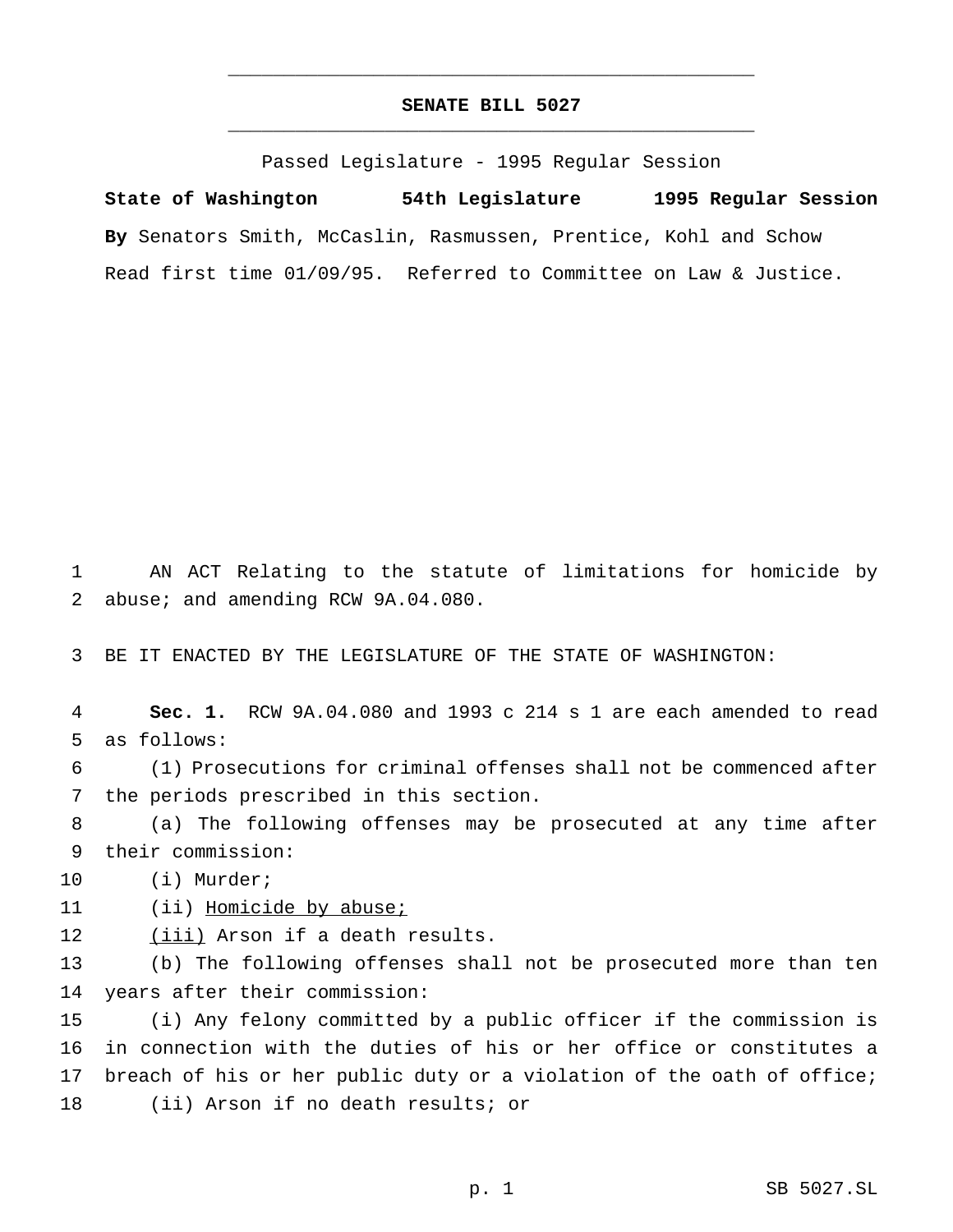# SENATE BILL 5027

Passed Legislature - 1995 Regular Session

**State of Washington 54th Legislature 1995 Regular Session**

**By** Senators Smith, McCaslin, Rasmussen, Prentice, Kohl and Schow

Read first time 01/09/95. Referred to Committee on Law & Justice.

AN ACT Relating to the statute of limitations for homicide by abuse; and amending RCW 9A.04.080.

BE IT ENACTED BY THE LEGISLATURE OF THE STATE OF WASHINGTON:

**Sec. 1.** RCW 9A.04.080 and 1993 c 214 s 1 are each amended to read as follows:

(1) Prosecutions for criminal offenses shall not be commenced after the periods prescribed in this section.

(a) The following offenses may be prosecuted at any time after their commission:

(i) Murder;

(ii) <u>Homicide by abuse;</u>

<u>(iii)</u> Arson if a death results.

(b) The following offenses shall not be prosecuted more than ten years after their commission:

(i) Any felony committed by a public officer if the commission is in connection with the duties of his or her office or constitutes a breach of his or her public duty or a violation of the oath of office;

(ii) Arson if no death results; or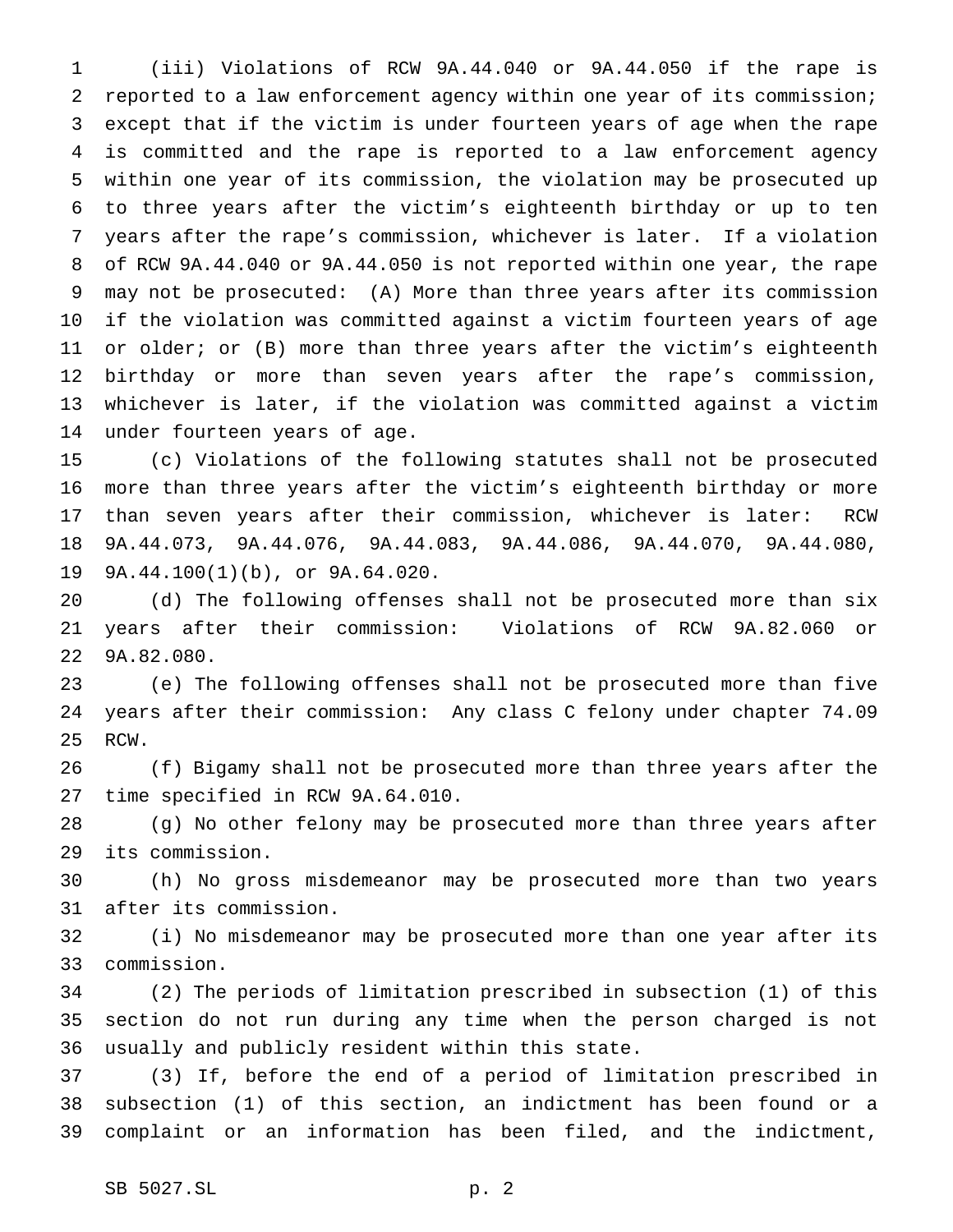(iii) Violations of RCW 9A.44.040 or 9A.44.050 if the rape is reported to a law enforcement agency within one year of its commission; except that if the victim is under fourteen years of age when the rape is committed and the rape is reported to a law enforcement agency within one year of its commission, the violation may be prosecuted up to three years after the victim's eighteenth birthday or up to ten years after the rape's commission, whichever is later. If a violation of RCW 9A.44.040 or 9A.44.050 is not reported within one year, the rape may not be prosecuted: (A) More than three years after its commission if the violation was committed against a victim fourteen years of age or older; or (B) more than three years after the victim's eighteenth birthday or more than seven years after the rape's commission, whichever is later, if the violation was committed against a victim under fourteen years of age.

(c) Violations of the following statutes shall not be prosecuted more than three years after the victim's eighteenth birthday or more than seven years after their commission, whichever is later: RCW 9A.44.073, 9A.44.076, 9A.44.083, 9A.44.086, 9A.44.070, 9A.44.080, 9A.44.100(1)(b), or 9A.64.020.

(d) The following offenses shall not be prosecuted more than six years after their commission: Violations of RCW 9A.82.060 or 9A.82.080.

(e) The following offenses shall not be prosecuted more than five years after their commission: Any class C felony under chapter 74.09 RCW.

(f) Bigamy shall not be prosecuted more than three years after the time specified in RCW 9A.64.010.

(g) No other felony may be prosecuted more than three years after its commission.

(h) No gross misdemeanor may be prosecuted more than two years after its commission.

(i) No misdemeanor may be prosecuted more than one year after its commission.

(2) The periods of limitation prescribed in subsection (1) of this section do not run during any time when the person charged is not usually and publicly resident within this state.

(3) If, before the end of a period of limitation prescribed in subsection (1) of this section, an indictment has been found or a complaint or an information has been filed, and the indictment,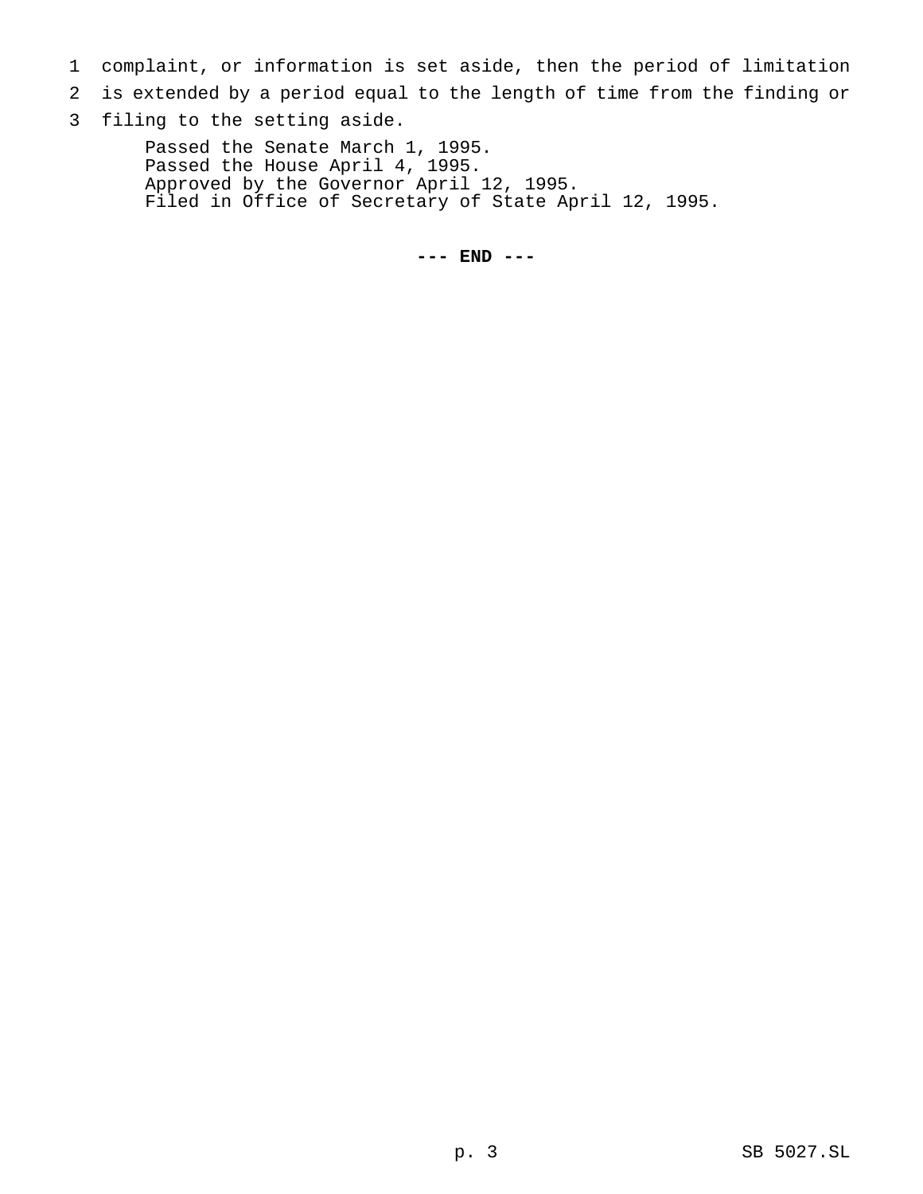complaint, or information is set aside, then the period of limitation is extended by a period equal to the length of time from the finding or filing to the setting aside.

Passed the Senate March 1, 1995.
Passed the House April 4, 1995.
Approved by the Governor April 12, 1995.
Filed in Office of Secretary of State April 12, 1995.

**--- END ---**